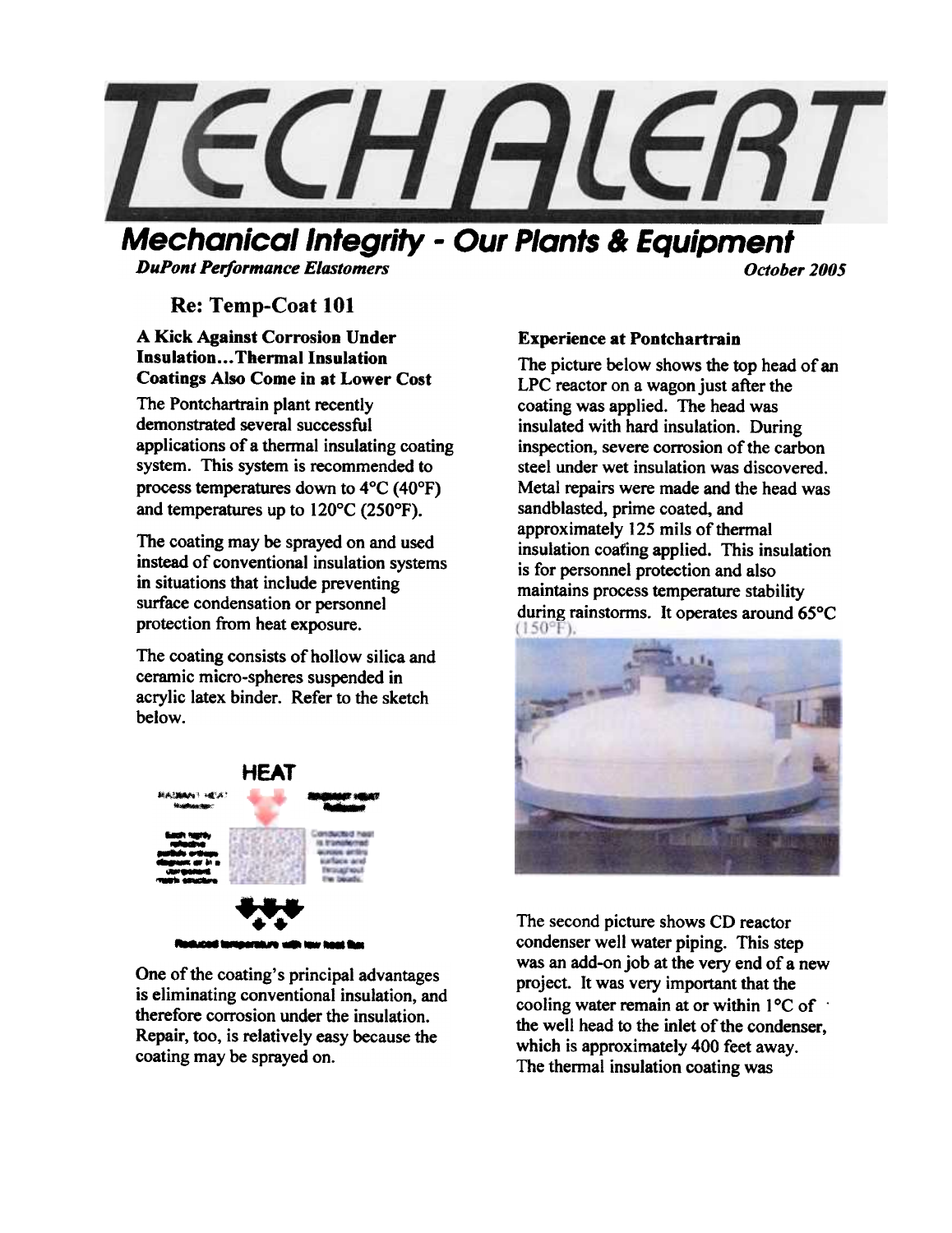# TECH ALERT

## Mechanical Integrity - Our Plants & Equipment

*DuPont Performance Elastomers* — *October 2005*

### Re: Temp-Coat 101

**A Kick Against Corrosion Under Insulation…Thermal Insulation Coatings Also Come in at Lower Cost**

The Pontchartrain plant recently demonstrated several successful applications of a thermal insulating coating system. This system is recommended to process temperatures down to 4°C (40°F) and temperatures up to 120°C (250°F).

The coating may be sprayed on and used instead of conventional insulation systems in situations that include preventing surface condensation or personnel protection from heat exposure.

The coating consists of hollow silica and ceramic micro-spheres suspended in acrylic latex binder. Refer to the sketch below.

One of the coating's principal advantages is eliminating conventional insulation, and therefore corrosion under the insulation. Repair, too, is relatively easy because the coating may be sprayed on.

**Experience at Pontchartrain**

The picture below shows the top head of an LPC reactor on a wagon just after the coating was applied. The head was insulated with hard insulation. During inspection, severe corrosion of the carbon steel under wet insulation was discovered. Metal repairs were made and the head was sandblasted, prime coated, and approximately 125 mils of thermal insulation coating applied. This insulation is for personnel protection and also maintains process temperature stability during rainstorms. It operates around 65°C (150°F).

The second picture shows CD reactor condenser well water piping. This step was an add-on job at the very end of a new project. It was very important that the cooling water remain at or within 1°C of the well head to the inlet of the condenser, which is approximately 400 feet away. The thermal insulation coating was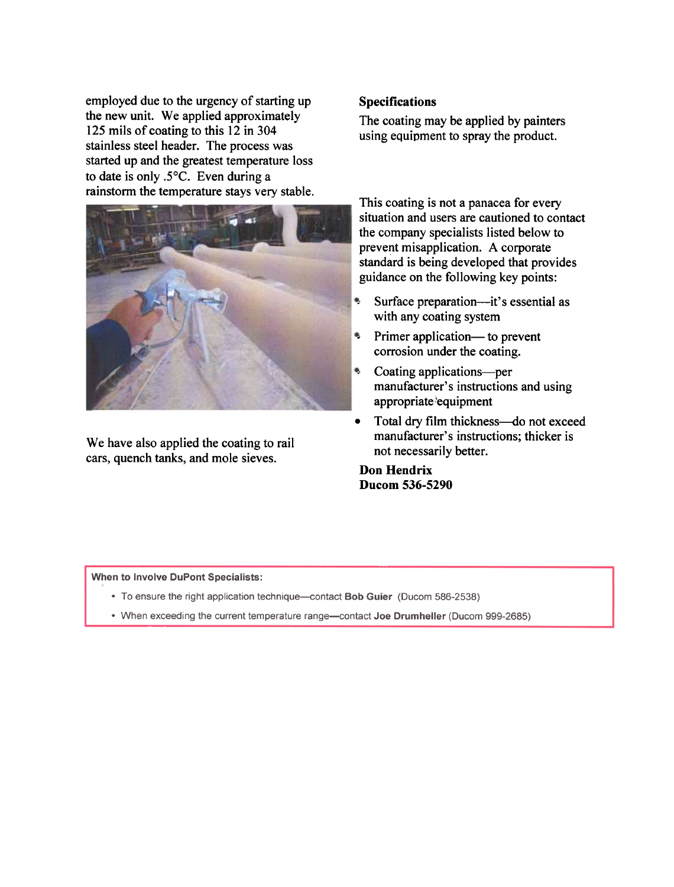employed due to the urgency of starting up the new unit. We applied approximately 125 mils of coating to this 12 in 304 stainless steel header. The process was started up and the greatest temperature loss to date is only .5°C. Even during a rainstorm the temperature stays very stable.

We have also applied the coating to rail cars, quench tanks, and mole sieves.

**Specifications**

The coating may be applied by painters using equipment to spray the product.

This coating is not a panacea for every situation and users are cautioned to contact the company specialists listed below to prevent misapplication. A corporate standard is being developed that provides guidance on the following key points:

- Surface preparation—it's essential as with any coating system
- Primer application— to prevent corrosion under the coating.
- Coating applications—per manufacturer's instructions and using appropriate equipment
- Total dry film thickness—do not exceed manufacturer's instructions; thicker is not necessarily better.

**Don Hendrix**
**Ducom 536-5290**

**When to Involve DuPont Specialists:**

- To ensure the right application technique—contact **Bob Guier** (Ducom 586-2538)
- When exceeding the current temperature range—contact **Joe Drumheller** (Ducom 999-2685)